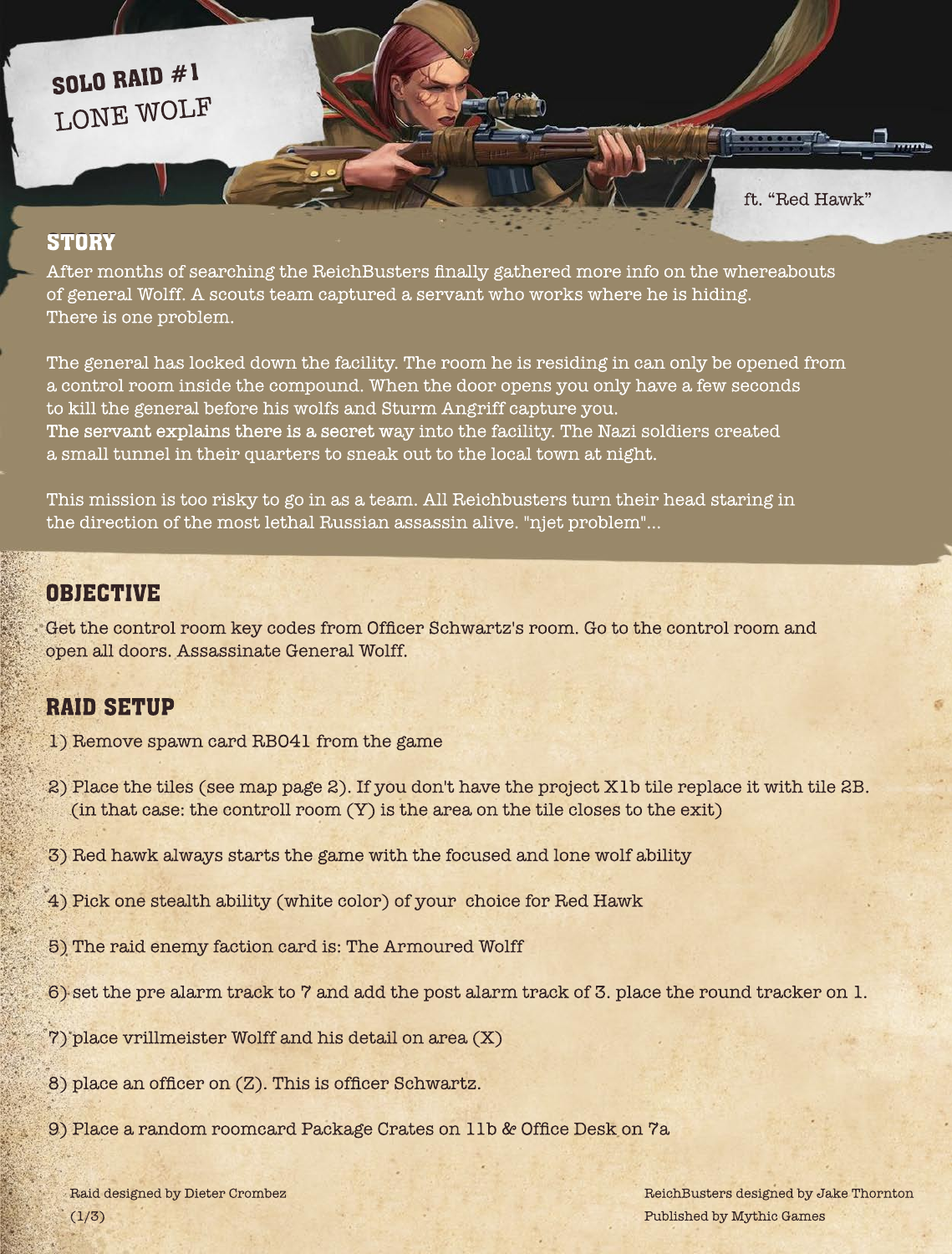# SOLO RAID #1
# LONE WOLF

ft. "Red Hawk"

## STORY

After months of searching the ReichBusters finally gathered more info on the whereabouts of general Wolff. A scouts team captured a servant who works where he is hiding. There is one problem.

The general has locked down the facility. The room he is residing in can only be opened from a control room inside the compound. When the door opens you only have a few seconds to kill the general before his wolfs and Sturm Angriff capture you.
**The servant explains there is a secret way** into the facility. The Nazi soldiers created a small tunnel in their quarters to sneak out to the local town at night.

This mission is too risky to go in as a team. All Reichbusters turn their head staring in the direction of the most lethal Russian assassin alive. "njet problem"...

## OBJECTIVE

Get the control room key codes from Officer Schwartz's room. Go to the control room and open all doors. Assassinate General Wolff.

## RAID SETUP

1) Remove spawn card RB041 from the game

2) Place the tiles (see map page 2). If you don't have the project X1b tile replace it with tile 2B. (in that case: the controll room (Y) is the area on the tile closes to the exit)

3) Red hawk always starts the game with the focused and lone wolf ability

4) Pick one stealth ability (white color) of your choice for Red Hawk

5) The raid enemy faction card is: The Armoured Wolff

6) set the pre alarm track to 7 and add the post alarm track of 3. place the round tracker on 1.

7) place vrillmeister Wolff and his detail on area (X)

8) place an officer on (Z). This is officer Schwartz.

9) Place a random roomcard Package Crates on 11b & Office Desk on 7a

Raid designed by Dieter Crombez

ReichBusters designed by Jake Thornton
Published by Mythic Games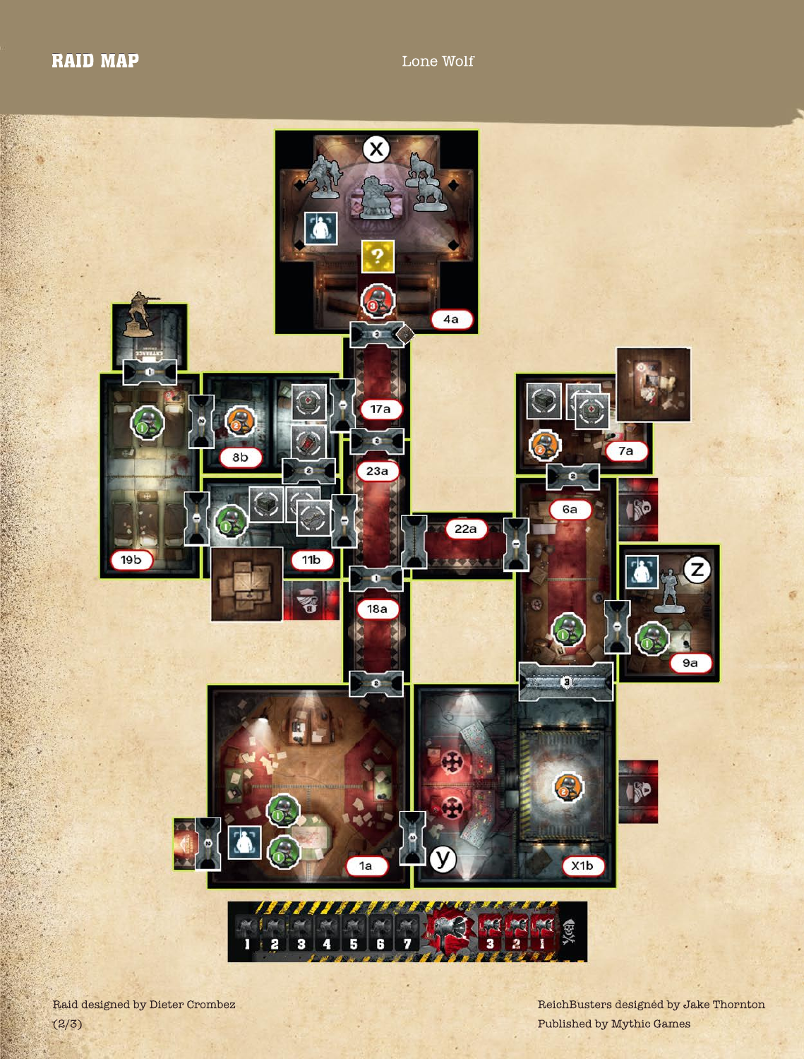# RAID MAP

Lone Wolf

X

4a

17a

8b

19b

23a

11b

22a

18a

7a

6a

Z

9a

1a

Y

X1b

1 2 3 4 5 6 7 3 2 1

Raid designed by Dieter Crombez

ReichBusters designed by Jake Thornton

Published by Mythic Games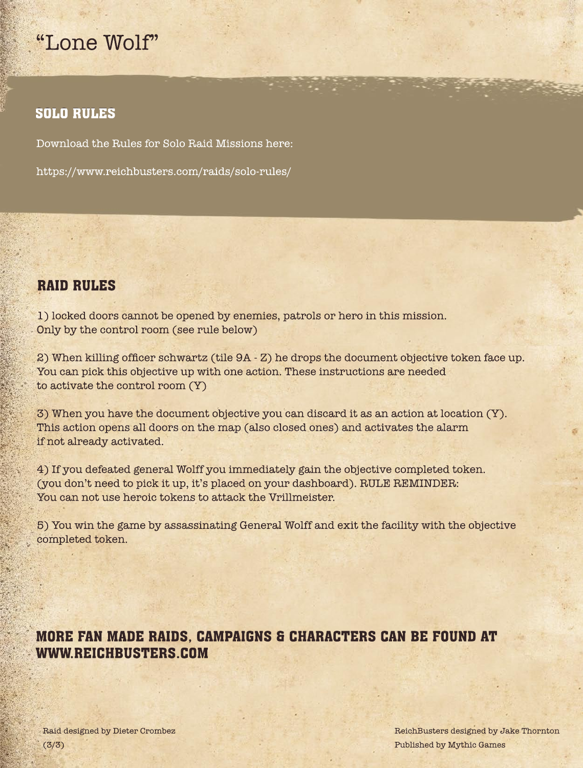# "Lone Wolf"

## SOLO RULES

Download the Rules for Solo Raid Missions here:

https://www.reichbusters.com/raids/solo-rules/

## RAID RULES

1) locked doors cannot be opened by enemies, patrols or hero in this mission.
Only by the control room (see rule below)

2) When killing officer schwartz (tile 9A - Z) he drops the document objective token face up.
You can pick this objective up with one action. These instructions are needed
to activate the control room (Y)

3) When you have the document objective you can discard it as an action at location (Y).
This action opens all doors on the map (also closed ones) and activates the alarm
if not already activated.

4) If you defeated general Wolff you immediately gain the objective completed token.
(you don't need to pick it up, it's placed on your dashboard). RULE REMINDER:
You can not use heroic tokens to attack the Vrillmeister.

5) You win the game by assassinating General Wolff and exit the facility with the objective completed token.

## MORE FAN MADE RAIDS, CAMPAIGNS & CHARACTERS CAN BE FOUND AT WWW.REICHBUSTERS.COM

Raid designed by Dieter Crombez

ReichBusters designed by Jake Thornton
Published by Mythic Games